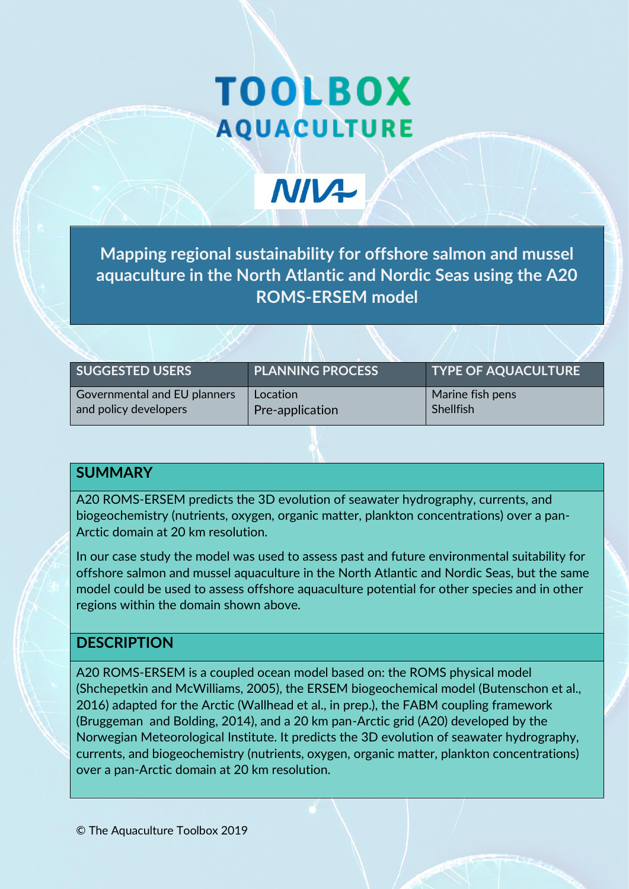# TOOLBOX AQUACULTURE

NIVA

## Mapping regional sustainability for offshore salmon and mussel aquaculture in the North Atlantic and Nordic Seas using the A20 ROMS-ERSEM model

| SUGGESTED USERS | PLANNING PROCESS | TYPE OF AQUACULTURE |
| --- | --- | --- |
| Governmental and EU planners and policy developers | Location<br>Pre-application | Marine fish pens<br>Shellfish |

## SUMMARY

A20 ROMS-ERSEM predicts the 3D evolution of seawater hydrography, currents, and biogeochemistry (nutrients, oxygen, organic matter, plankton concentrations) over a pan-Arctic domain at 20 km resolution.

In our case study the model was used to assess past and future environmental suitability for offshore salmon and mussel aquaculture in the North Atlantic and Nordic Seas, but the same model could be used to assess offshore aquaculture potential for other species and in other regions within the domain shown above.

## DESCRIPTION

A20 ROMS-ERSEM is a coupled ocean model based on: the ROMS physical model (Shchepetkin and McWilliams, 2005), the ERSEM biogeochemical model (Butenschon et al., 2016) adapted for the Arctic (Wallhead et al., in prep.), the FABM coupling framework (Bruggeman and Bolding, 2014), and a 20 km pan-Arctic grid (A20) developed by the Norwegian Meteorological Institute. It predicts the 3D evolution of seawater hydrography, currents, and biogeochemistry (nutrients, oxygen, organic matter, plankton concentrations) over a pan-Arctic domain at 20 km resolution.

© The Aquaculture Toolbox 2019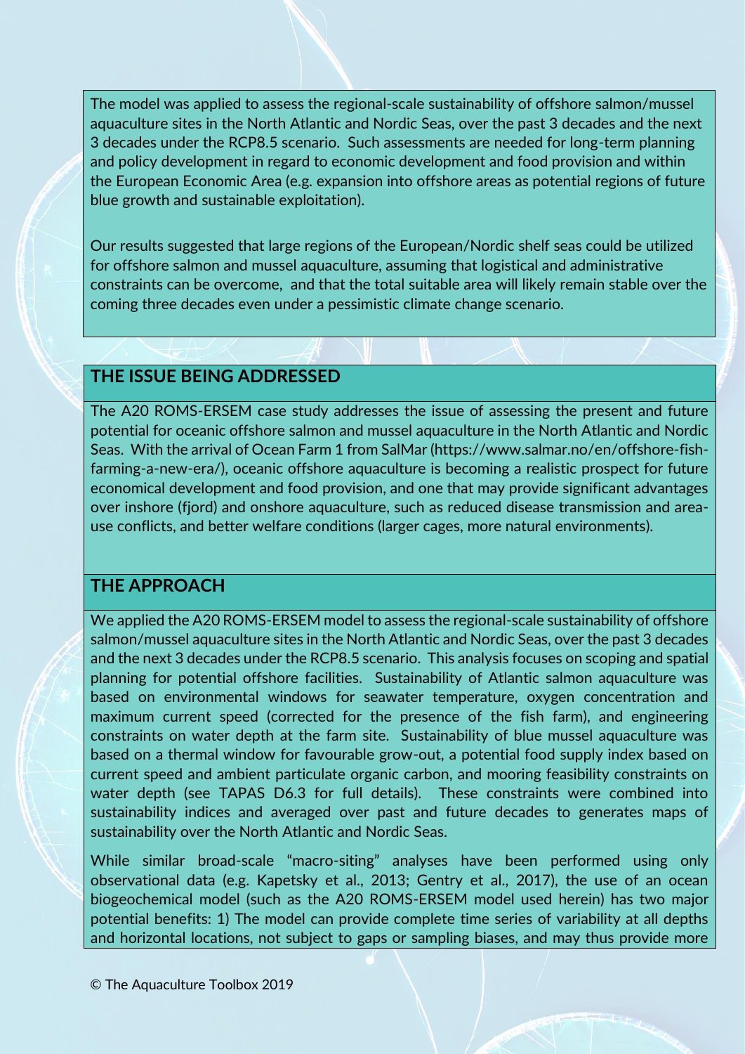The model was applied to assess the regional-scale sustainability of offshore salmon/mussel aquaculture sites in the North Atlantic and Nordic Seas, over the past 3 decades and the next 3 decades under the RCP8.5 scenario. Such assessments are needed for long-term planning and policy development in regard to economic development and food provision and within the European Economic Area (e.g. expansion into offshore areas as potential regions of future blue growth and sustainable exploitation).

Our results suggested that large regions of the European/Nordic shelf seas could be utilized for offshore salmon and mussel aquaculture, assuming that logistical and administrative constraints can be overcome, and that the total suitable area will likely remain stable over the coming three decades even under a pessimistic climate change scenario.

## THE ISSUE BEING ADDRESSED

The A20 ROMS-ERSEM case study addresses the issue of assessing the present and future potential for oceanic offshore salmon and mussel aquaculture in the North Atlantic and Nordic Seas. With the arrival of Ocean Farm 1 from SalMar (https://www.salmar.no/en/offshore-fish-farming-a-new-era/), oceanic offshore aquaculture is becoming a realistic prospect for future economical development and food provision, and one that may provide significant advantages over inshore (fjord) and onshore aquaculture, such as reduced disease transmission and area-use conflicts, and better welfare conditions (larger cages, more natural environments).

## THE APPROACH

We applied the A20 ROMS-ERSEM model to assess the regional-scale sustainability of offshore salmon/mussel aquaculture sites in the North Atlantic and Nordic Seas, over the past 3 decades and the next 3 decades under the RCP8.5 scenario. This analysis focuses on scoping and spatial planning for potential offshore facilities. Sustainability of Atlantic salmon aquaculture was based on environmental windows for seawater temperature, oxygen concentration and maximum current speed (corrected for the presence of the fish farm), and engineering constraints on water depth at the farm site. Sustainability of blue mussel aquaculture was based on a thermal window for favourable grow-out, a potential food supply index based on current speed and ambient particulate organic carbon, and mooring feasibility constraints on water depth (see TAPAS D6.3 for full details). These constraints were combined into sustainability indices and averaged over past and future decades to generates maps of sustainability over the North Atlantic and Nordic Seas.

While similar broad-scale "macro-siting" analyses have been performed using only observational data (e.g. Kapetsky et al., 2013; Gentry et al., 2017), the use of an ocean biogeochemical model (such as the A20 ROMS-ERSEM model used herein) has two major potential benefits: 1) The model can provide complete time series of variability at all depths and horizontal locations, not subject to gaps or sampling biases, and may thus provide more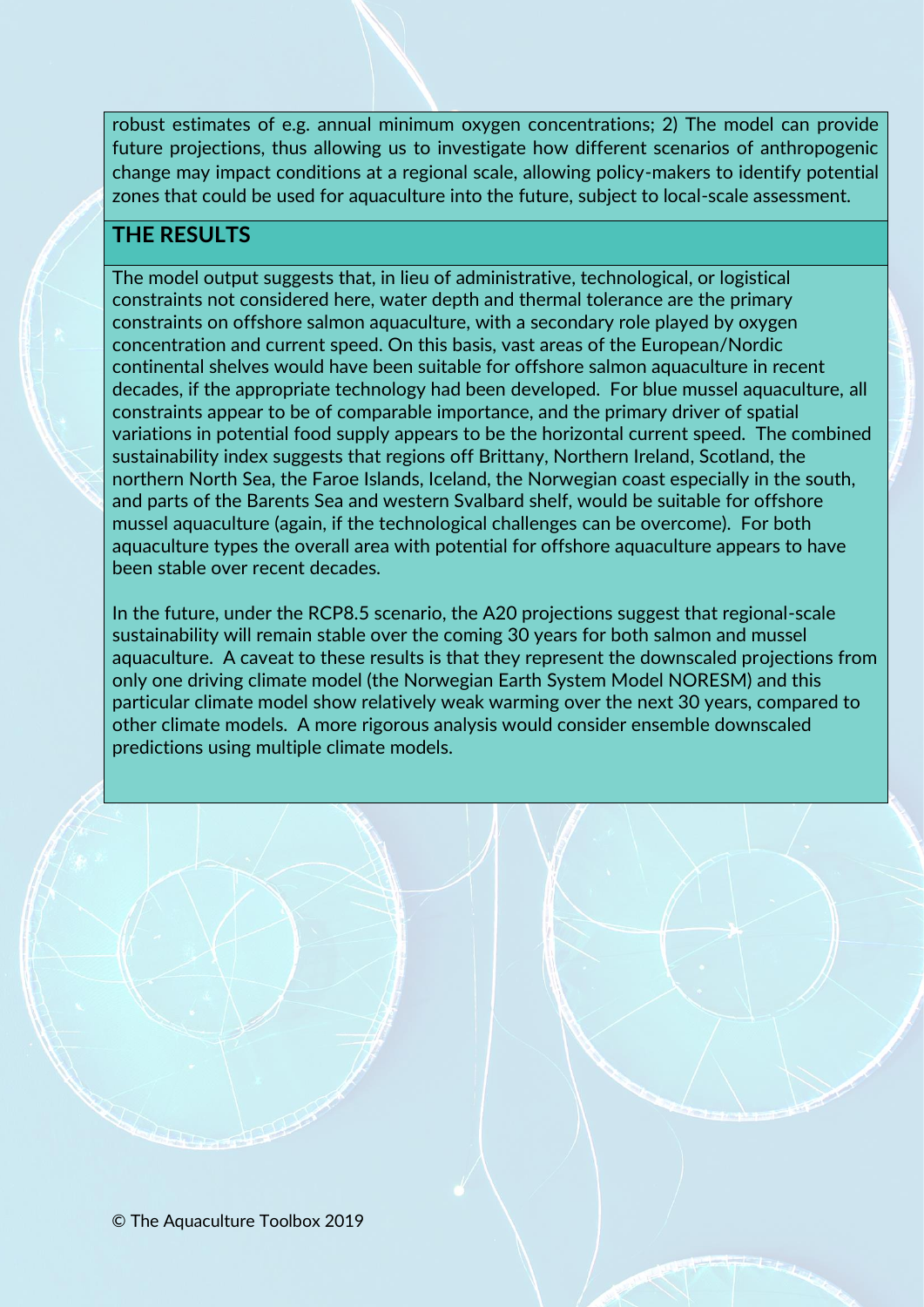robust estimates of e.g. annual minimum oxygen concentrations; 2) The model can provide future projections, thus allowing us to investigate how different scenarios of anthropogenic change may impact conditions at a regional scale, allowing policy-makers to identify potential zones that could be used for aquaculture into the future, subject to local-scale assessment.

## THE RESULTS

The model output suggests that, in lieu of administrative, technological, or logistical constraints not considered here, water depth and thermal tolerance are the primary constraints on offshore salmon aquaculture, with a secondary role played by oxygen concentration and current speed. On this basis, vast areas of the European/Nordic continental shelves would have been suitable for offshore salmon aquaculture in recent decades, if the appropriate technology had been developed. For blue mussel aquaculture, all constraints appear to be of comparable importance, and the primary driver of spatial variations in potential food supply appears to be the horizontal current speed. The combined sustainability index suggests that regions off Brittany, Northern Ireland, Scotland, the northern North Sea, the Faroe Islands, Iceland, the Norwegian coast especially in the south, and parts of the Barents Sea and western Svalbard shelf, would be suitable for offshore mussel aquaculture (again, if the technological challenges can be overcome). For both aquaculture types the overall area with potential for offshore aquaculture appears to have been stable over recent decades.

In the future, under the RCP8.5 scenario, the A20 projections suggest that regional-scale sustainability will remain stable over the coming 30 years for both salmon and mussel aquaculture. A caveat to these results is that they represent the downscaled projections from only one driving climate model (the Norwegian Earth System Model NORESM) and this particular climate model show relatively weak warming over the next 30 years, compared to other climate models. A more rigorous analysis would consider ensemble downscaled predictions using multiple climate models.

© The Aquaculture Toolbox 2019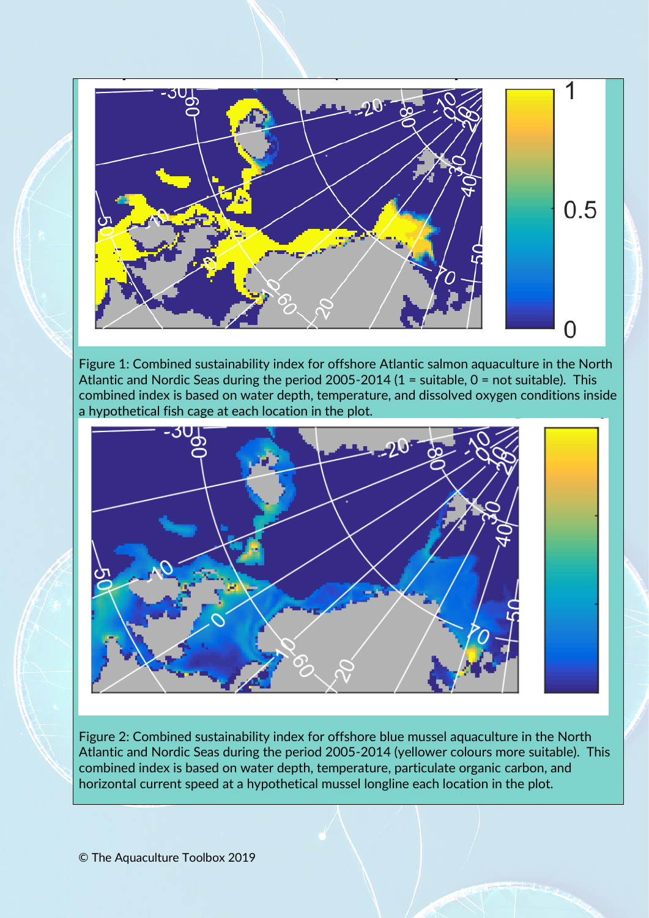Figure 1: Combined sustainability index for offshore Atlantic salmon aquaculture in the North Atlantic and Nordic Seas during the period 2005-2014 (1 = suitable, 0 = not suitable). This combined index is based on water depth, temperature, and dissolved oxygen conditions inside a hypothetical fish cage at each location in the plot.

Figure 2: Combined sustainability index for offshore blue mussel aquaculture in the North Atlantic and Nordic Seas during the period 2005-2014 (yellower colours more suitable). This combined index is based on water depth, temperature, particulate organic carbon, and horizontal current speed at a hypothetical mussel longline each location in the plot.

© The Aquaculture Toolbox 2019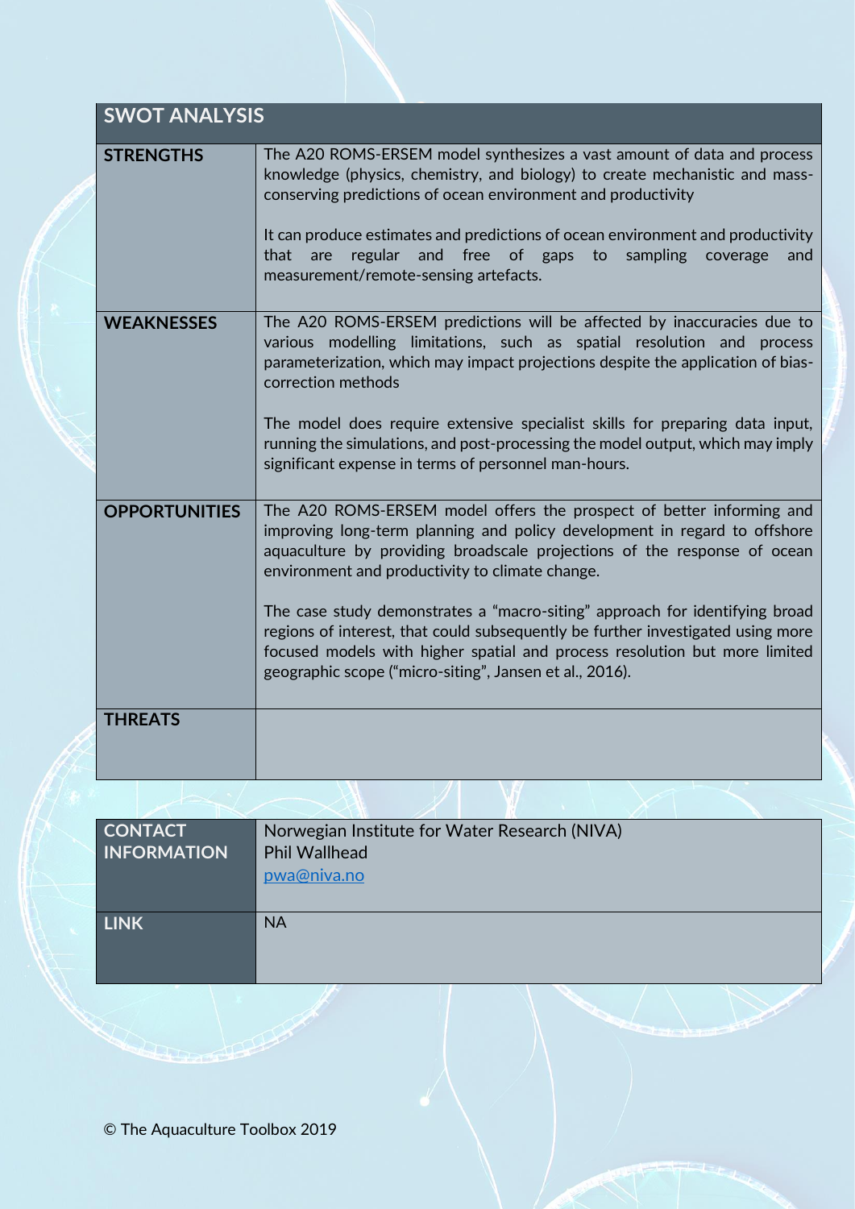| SWOT ANALYSIS | |
|---|---|
| **STRENGTHS** | The A20 ROMS-ERSEM model synthesizes a vast amount of data and process knowledge (physics, chemistry, and biology) to create mechanistic and mass-conserving predictions of ocean environment and productivity<br><br>It can produce estimates and predictions of ocean environment and productivity that are regular and free of gaps to sampling coverage and measurement/remote-sensing artefacts. |
| **WEAKNESSES** | The A20 ROMS-ERSEM predictions will be affected by inaccuracies due to various modelling limitations, such as spatial resolution and process parameterization, which may impact projections despite the application of bias-correction methods<br><br>The model does require extensive specialist skills for preparing data input, running the simulations, and post-processing the model output, which may imply significant expense in terms of personnel man-hours. |
| **OPPORTUNITIES** | The A20 ROMS-ERSEM model offers the prospect of better informing and improving long-term planning and policy development in regard to offshore aquaculture by providing broadscale projections of the response of ocean environment and productivity to climate change.<br><br>The case study demonstrates a "macro-siting" approach for identifying broad regions of interest, that could subsequently be further investigated using more focused models with higher spatial and process resolution but more limited geographic scope ("micro-siting", Jansen et al., 2016). |
| **THREATS** | |

| | |
|---|---|
| **CONTACT INFORMATION** | Norwegian Institute for Water Research (NIVA)<br>Phil Wallhead<br>pwa@niva.no |
| **LINK** | NA |

© The Aquaculture Toolbox 2019